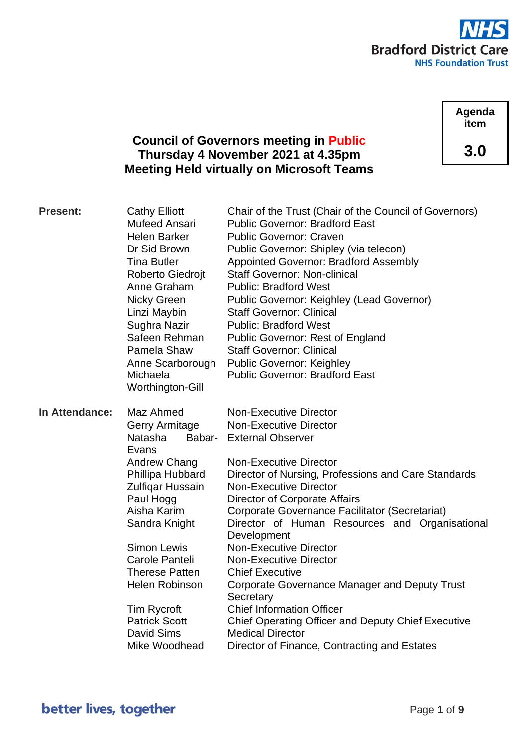Bradford District Care
NHS Foundation Trust

**Agenda item**

**3.0**

# Council of Governors meeting in Public
# Thursday 4 November 2021 at 4.35pm
# Meeting Held virtually on Microsoft Teams

| | | |
|---|---|---|
| **Present:** | Cathy Elliott | Chair of the Trust (Chair of the Council of Governors) |
| | Mufeed Ansari | Public Governor: Bradford East |
| | Helen Barker | Public Governor: Craven |
| | Dr Sid Brown | Public Governor: Shipley (via telecon) |
| | Tina Butler | Appointed Governor: Bradford Assembly |
| | Roberto Giedrojt | Staff Governor: Non-clinical |
| | Anne Graham | Public: Bradford West |
| | Nicky Green | Public Governor: Keighley (Lead Governor) |
| | Linzi Maybin | Staff Governor: Clinical |
| | Sughra Nazir | Public: Bradford West |
| | Safeen Rehman | Public Governor: Rest of England |
| | Pamela Shaw | Staff Governor: Clinical |
| | Anne Scarborough | Public Governor: Keighley |
| | Michaela Worthington-Gill | Public Governor: Bradford East |
| **In Attendance:** | Maz Ahmed | Non-Executive Director |
| | Gerry Armitage | Non-Executive Director |
| | Natasha Babar-Evans | External Observer |
| | Andrew Chang | Non-Executive Director |
| | Phillipa Hubbard | Director of Nursing, Professions and Care Standards |
| | Zulfiqar Hussain | Non-Executive Director |
| | Paul Hogg | Director of Corporate Affairs |
| | Aisha Karim | Corporate Governance Facilitator (Secretariat) |
| | Sandra Knight | Director of Human Resources and Organisational Development |
| | Simon Lewis | Non-Executive Director |
| | Carole Panteli | Non-Executive Director |
| | Therese Patten | Chief Executive |
| | Helen Robinson | Corporate Governance Manager and Deputy Trust Secretary |
| | Tim Rycroft | Chief Information Officer |
| | Patrick Scott | Chief Operating Officer and Deputy Chief Executive |
| | David Sims | Medical Director |
| | Mike Woodhead | Director of Finance, Contracting and Estates |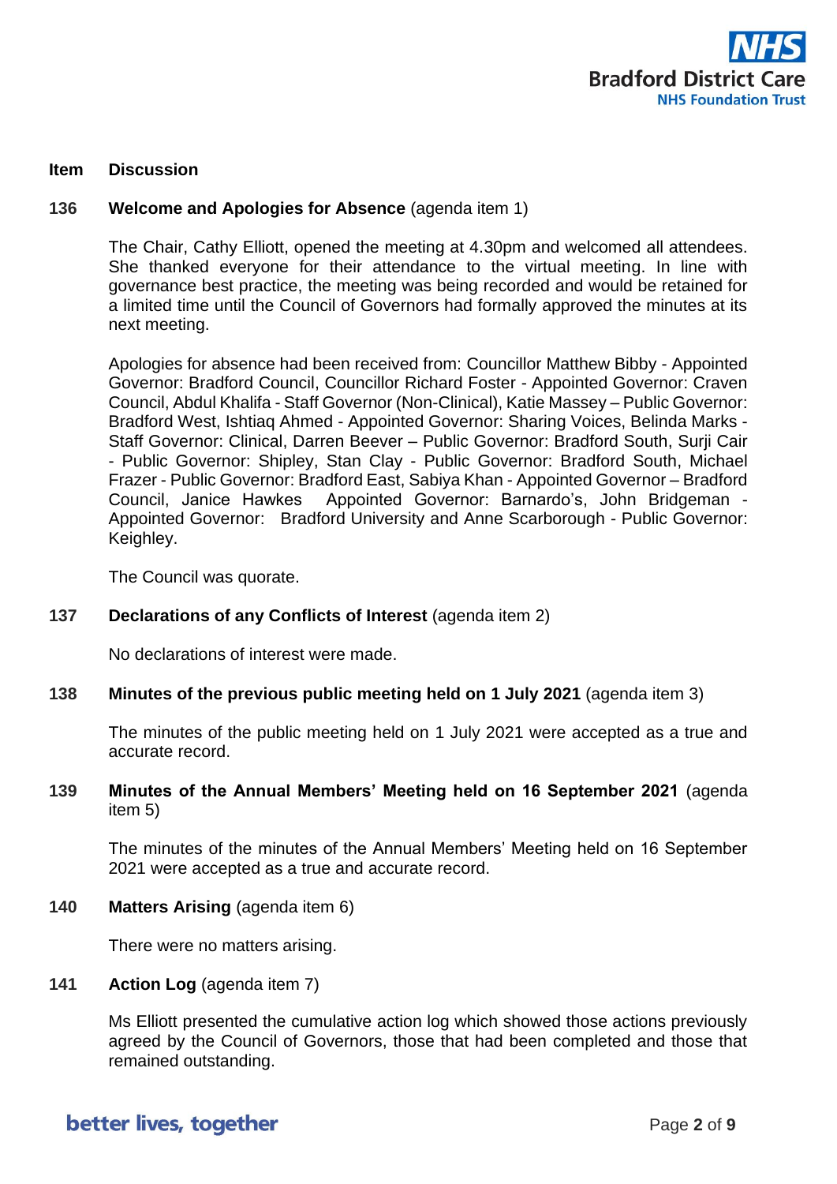| Item | Discussion |
|---|---|

**136 Welcome and Apologies for Absence** (agenda item 1)

The Chair, Cathy Elliott, opened the meeting at 4.30pm and welcomed all attendees. She thanked everyone for their attendance to the virtual meeting. In line with governance best practice, the meeting was being recorded and would be retained for a limited time until the Council of Governors had formally approved the minutes at its next meeting.

Apologies for absence had been received from: Councillor Matthew Bibby - Appointed Governor: Bradford Council, Councillor Richard Foster - Appointed Governor: Craven Council, Abdul Khalifa - Staff Governor (Non-Clinical), Katie Massey – Public Governor: Bradford West, Ishtiaq Ahmed - Appointed Governor: Sharing Voices, Belinda Marks - Staff Governor: Clinical, Darren Beever – Public Governor: Bradford South, Surji Cair - Public Governor: Shipley, Stan Clay - Public Governor: Bradford South, Michael Frazer - Public Governor: Bradford East, Sabiya Khan - Appointed Governor – Bradford Council, Janice Hawkes Appointed Governor: Barnardo's, John Bridgeman - Appointed Governor: Bradford University and Anne Scarborough - Public Governor: Keighley.

The Council was quorate.

**137 Declarations of any Conflicts of Interest** (agenda item 2)

No declarations of interest were made.

**138 Minutes of the previous public meeting held on 1 July 2021** (agenda item 3)

The minutes of the public meeting held on 1 July 2021 were accepted as a true and accurate record.

**139 Minutes of the Annual Members' Meeting held on 16 September 2021** (agenda item 5)

The minutes of the minutes of the Annual Members' Meeting held on 16 September 2021 were accepted as a true and accurate record.

**140 Matters Arising** (agenda item 6)

There were no matters arising.

**141 Action Log** (agenda item 7)

Ms Elliott presented the cumulative action log which showed those actions previously agreed by the Council of Governors, those that had been completed and those that remained outstanding.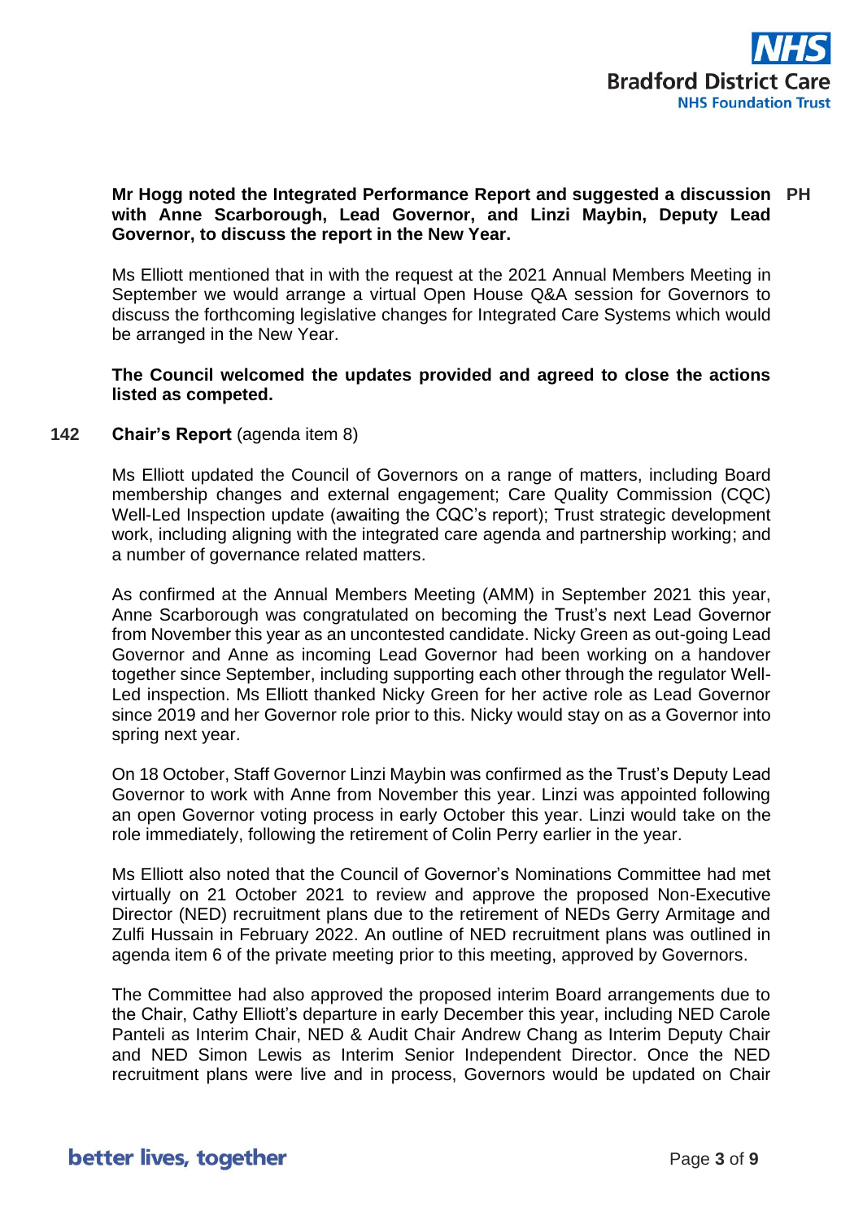**Mr Hogg noted the Integrated Performance Report and suggested a discussion with Anne Scarborough, Lead Governor, and Linzi Maybin, Deputy Lead Governor, to discuss the report in the New Year.** **PH**

Ms Elliott mentioned that in with the request at the 2021 Annual Members Meeting in September we would arrange a virtual Open House Q&A session for Governors to discuss the forthcoming legislative changes for Integrated Care Systems which would be arranged in the New Year.

**The Council welcomed the updates provided and agreed to close the actions listed as competed.**

**142** **Chair's Report** (agenda item 8)

Ms Elliott updated the Council of Governors on a range of matters, including Board membership changes and external engagement; Care Quality Commission (CQC) Well-Led Inspection update (awaiting the CQC's report); Trust strategic development work, including aligning with the integrated care agenda and partnership working; and a number of governance related matters.

As confirmed at the Annual Members Meeting (AMM) in September 2021 this year, Anne Scarborough was congratulated on becoming the Trust's next Lead Governor from November this year as an uncontested candidate. Nicky Green as out-going Lead Governor and Anne as incoming Lead Governor had been working on a handover together since September, including supporting each other through the regulator Well-Led inspection. Ms Elliott thanked Nicky Green for her active role as Lead Governor since 2019 and her Governor role prior to this. Nicky would stay on as a Governor into spring next year.

On 18 October, Staff Governor Linzi Maybin was confirmed as the Trust's Deputy Lead Governor to work with Anne from November this year. Linzi was appointed following an open Governor voting process in early October this year. Linzi would take on the role immediately, following the retirement of Colin Perry earlier in the year.

Ms Elliott also noted that the Council of Governor's Nominations Committee had met virtually on 21 October 2021 to review and approve the proposed Non-Executive Director (NED) recruitment plans due to the retirement of NEDs Gerry Armitage and Zulfi Hussain in February 2022. An outline of NED recruitment plans was outlined in agenda item 6 of the private meeting prior to this meeting, approved by Governors.

The Committee had also approved the proposed interim Board arrangements due to the Chair, Cathy Elliott's departure in early December this year, including NED Carole Panteli as Interim Chair, NED & Audit Chair Andrew Chang as Interim Deputy Chair and NED Simon Lewis as Interim Senior Independent Director. Once the NED recruitment plans were live and in process, Governors would be updated on Chair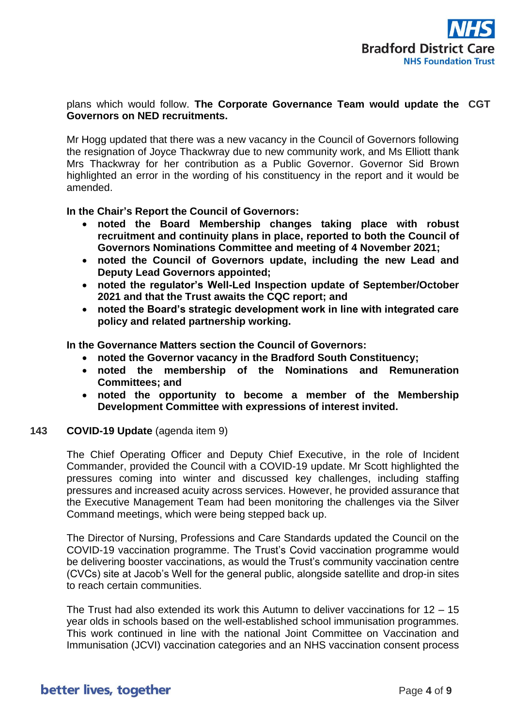plans which would follow. **The Corporate Governance Team would update the Governors on NED recruitments.** **CGT**

Mr Hogg updated that there was a new vacancy in the Council of Governors following the resignation of Joyce Thackwray due to new community work, and Ms Elliott thank Mrs Thackwray for her contribution as a Public Governor. Governor Sid Brown highlighted an error in the wording of his constituency in the report and it would be amended.

**In the Chair's Report the Council of Governors:**

- **noted the Board Membership changes taking place with robust recruitment and continuity plans in place, reported to both the Council of Governors Nominations Committee and meeting of 4 November 2021;**
- **noted the Council of Governors update, including the new Lead and Deputy Lead Governors appointed;**
- **noted the regulator's Well-Led Inspection update of September/October 2021 and that the Trust awaits the CQC report; and**
- **noted the Board's strategic development work in line with integrated care policy and related partnership working.**

**In the Governance Matters section the Council of Governors:**

- **noted the Governor vacancy in the Bradford South Constituency;**
- **noted the membership of the Nominations and Remuneration Committees; and**
- **noted the opportunity to become a member of the Membership Development Committee with expressions of interest invited.**

**143** **COVID-19 Update** (agenda item 9)

The Chief Operating Officer and Deputy Chief Executive, in the role of Incident Commander, provided the Council with a COVID-19 update. Mr Scott highlighted the pressures coming into winter and discussed key challenges, including staffing pressures and increased acuity across services. However, he provided assurance that the Executive Management Team had been monitoring the challenges via the Silver Command meetings, which were being stepped back up.

The Director of Nursing, Professions and Care Standards updated the Council on the COVID-19 vaccination programme. The Trust's Covid vaccination programme would be delivering booster vaccinations, as would the Trust's community vaccination centre (CVCs) site at Jacob's Well for the general public, alongside satellite and drop-in sites to reach certain communities.

The Trust had also extended its work this Autumn to deliver vaccinations for 12 – 15 year olds in schools based on the well-established school immunisation programmes. This work continued in line with the national Joint Committee on Vaccination and Immunisation (JCVI) vaccination categories and an NHS vaccination consent process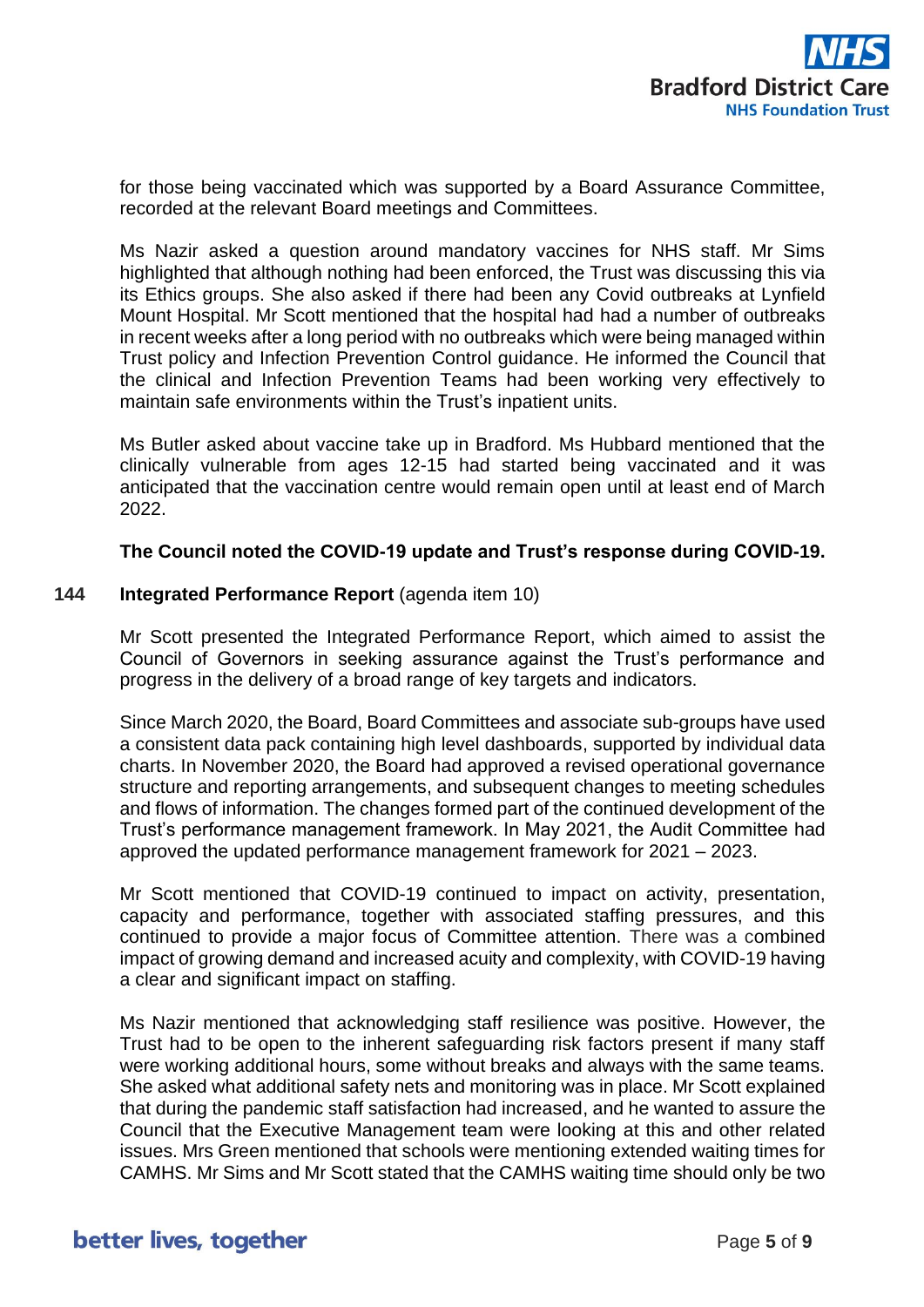for those being vaccinated which was supported by a Board Assurance Committee, recorded at the relevant Board meetings and Committees.

Ms Nazir asked a question around mandatory vaccines for NHS staff. Mr Sims highlighted that although nothing had been enforced, the Trust was discussing this via its Ethics groups. She also asked if there had been any Covid outbreaks at Lynfield Mount Hospital. Mr Scott mentioned that the hospital had had a number of outbreaks in recent weeks after a long period with no outbreaks which were being managed within Trust policy and Infection Prevention Control guidance. He informed the Council that the clinical and Infection Prevention Teams had been working very effectively to maintain safe environments within the Trust's inpatient units.

Ms Butler asked about vaccine take up in Bradford. Ms Hubbard mentioned that the clinically vulnerable from ages 12-15 had started being vaccinated and it was anticipated that the vaccination centre would remain open until at least end of March 2022.

**The Council noted the COVID-19 update and Trust's response during COVID-19.**

**144 Integrated Performance Report** (agenda item 10)

Mr Scott presented the Integrated Performance Report, which aimed to assist the Council of Governors in seeking assurance against the Trust's performance and progress in the delivery of a broad range of key targets and indicators.

Since March 2020, the Board, Board Committees and associate sub-groups have used a consistent data pack containing high level dashboards, supported by individual data charts. In November 2020, the Board had approved a revised operational governance structure and reporting arrangements, and subsequent changes to meeting schedules and flows of information. The changes formed part of the continued development of the Trust's performance management framework. In May 2021, the Audit Committee had approved the updated performance management framework for 2021 – 2023.

Mr Scott mentioned that COVID-19 continued to impact on activity, presentation, capacity and performance, together with associated staffing pressures, and this continued to provide a major focus of Committee attention. There was a combined impact of growing demand and increased acuity and complexity, with COVID-19 having a clear and significant impact on staffing.

Ms Nazir mentioned that acknowledging staff resilience was positive. However, the Trust had to be open to the inherent safeguarding risk factors present if many staff were working additional hours, some without breaks and always with the same teams. She asked what additional safety nets and monitoring was in place. Mr Scott explained that during the pandemic staff satisfaction had increased, and he wanted to assure the Council that the Executive Management team were looking at this and other related issues. Mrs Green mentioned that schools were mentioning extended waiting times for CAMHS. Mr Sims and Mr Scott stated that the CAMHS waiting time should only be two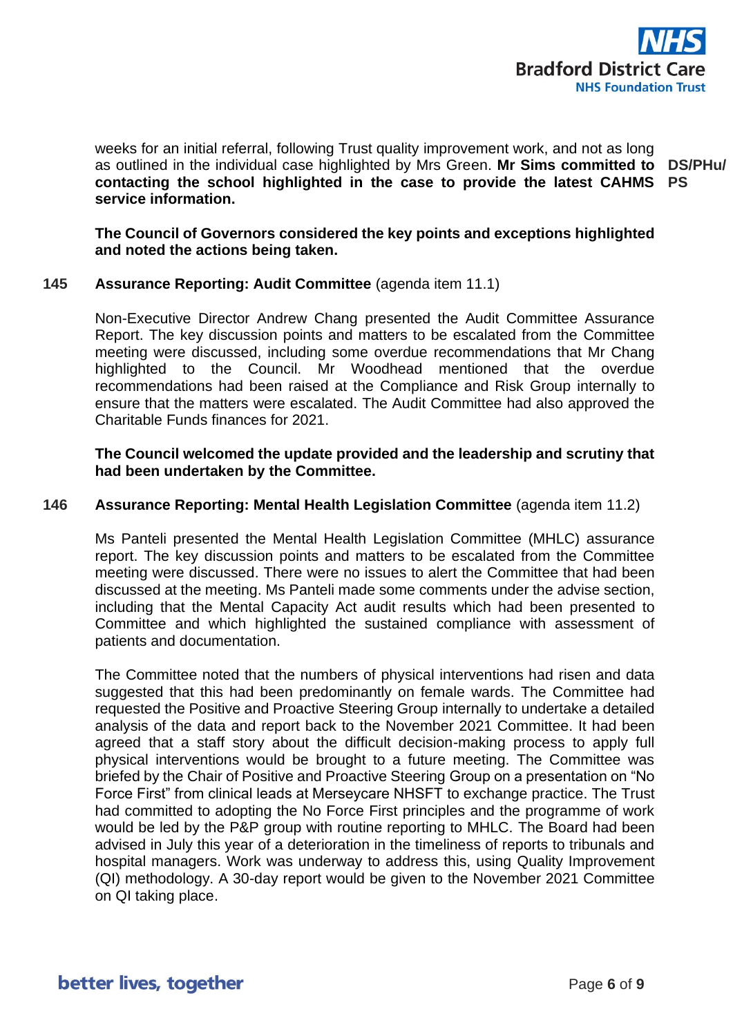weeks for an initial referral, following Trust quality improvement work, and not as long as outlined in the individual case highlighted by Mrs Green. **Mr Sims committed to contacting the school highlighted in the case to provide the latest CAHMS service information.** **DS/PHu/PS**

**The Council of Governors considered the key points and exceptions highlighted and noted the actions being taken.**

**145 Assurance Reporting: Audit Committee** (agenda item 11.1)

Non-Executive Director Andrew Chang presented the Audit Committee Assurance Report. The key discussion points and matters to be escalated from the Committee meeting were discussed, including some overdue recommendations that Mr Chang highlighted to the Council. Mr Woodhead mentioned that the overdue recommendations had been raised at the Compliance and Risk Group internally to ensure that the matters were escalated. The Audit Committee had also approved the Charitable Funds finances for 2021.

**The Council welcomed the update provided and the leadership and scrutiny that had been undertaken by the Committee.**

**146 Assurance Reporting: Mental Health Legislation Committee** (agenda item 11.2)

Ms Panteli presented the Mental Health Legislation Committee (MHLC) assurance report. The key discussion points and matters to be escalated from the Committee meeting were discussed. There were no issues to alert the Committee that had been discussed at the meeting. Ms Panteli made some comments under the advise section, including that the Mental Capacity Act audit results which had been presented to Committee and which highlighted the sustained compliance with assessment of patients and documentation.

The Committee noted that the numbers of physical interventions had risen and data suggested that this had been predominantly on female wards. The Committee had requested the Positive and Proactive Steering Group internally to undertake a detailed analysis of the data and report back to the November 2021 Committee. It had been agreed that a staff story about the difficult decision-making process to apply full physical interventions would be brought to a future meeting. The Committee was briefed by the Chair of Positive and Proactive Steering Group on a presentation on "No Force First" from clinical leads at Merseycare NHSFT to exchange practice. The Trust had committed to adopting the No Force First principles and the programme of work would be led by the P&P group with routine reporting to MHLC. The Board had been advised in July this year of a deterioration in the timeliness of reports to tribunals and hospital managers. Work was underway to address this, using Quality Improvement (QI) methodology. A 30-day report would be given to the November 2021 Committee on QI taking place.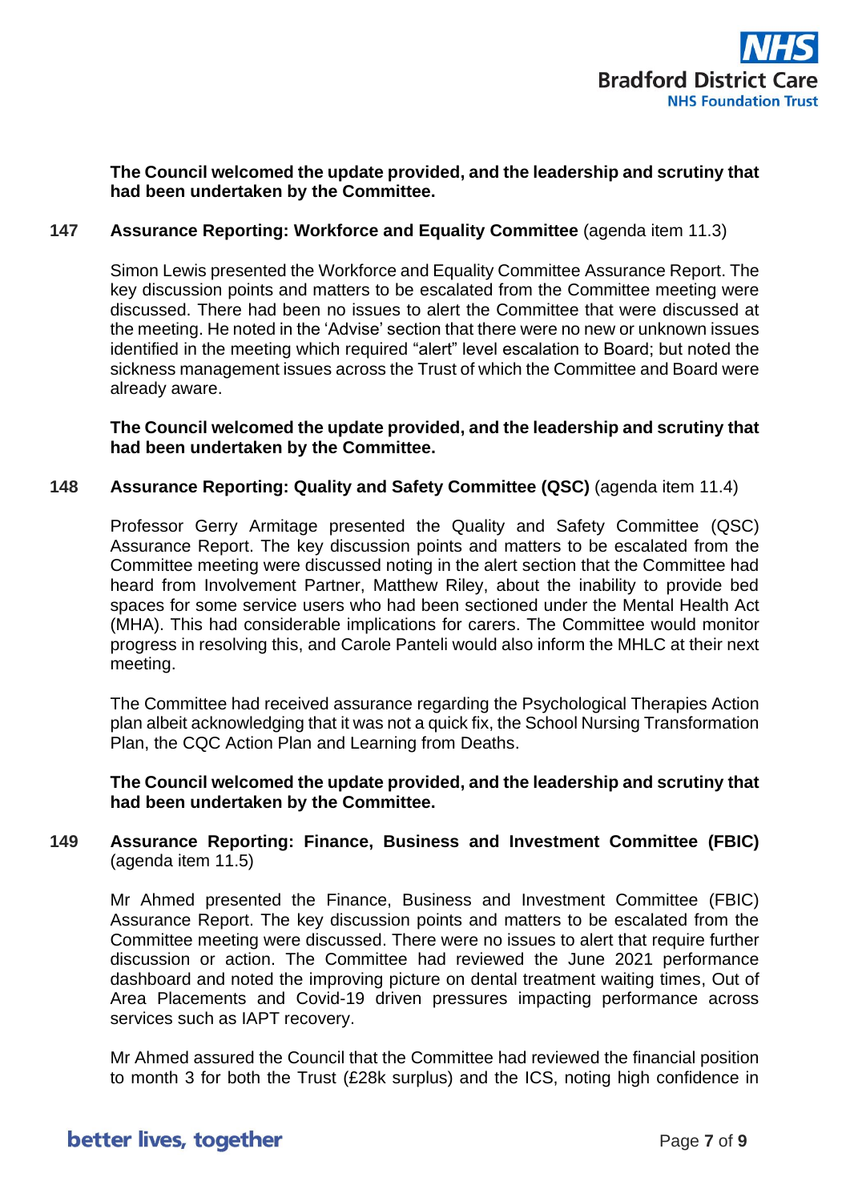**The Council welcomed the update provided, and the leadership and scrutiny that had been undertaken by the Committee.**

**147 Assurance Reporting: Workforce and Equality Committee** (agenda item 11.3)

Simon Lewis presented the Workforce and Equality Committee Assurance Report. The key discussion points and matters to be escalated from the Committee meeting were discussed. There had been no issues to alert the Committee that were discussed at the meeting. He noted in the 'Advise' section that there were no new or unknown issues identified in the meeting which required "alert" level escalation to Board; but noted the sickness management issues across the Trust of which the Committee and Board were already aware.

**The Council welcomed the update provided, and the leadership and scrutiny that had been undertaken by the Committee.**

**148 Assurance Reporting: Quality and Safety Committee (QSC)** (agenda item 11.4)

Professor Gerry Armitage presented the Quality and Safety Committee (QSC) Assurance Report. The key discussion points and matters to be escalated from the Committee meeting were discussed noting in the alert section that the Committee had heard from Involvement Partner, Matthew Riley, about the inability to provide bed spaces for some service users who had been sectioned under the Mental Health Act (MHA). This had considerable implications for carers. The Committee would monitor progress in resolving this, and Carole Panteli would also inform the MHLC at their next meeting.

The Committee had received assurance regarding the Psychological Therapies Action plan albeit acknowledging that it was not a quick fix, the School Nursing Transformation Plan, the CQC Action Plan and Learning from Deaths.

**The Council welcomed the update provided, and the leadership and scrutiny that had been undertaken by the Committee.**

**149 Assurance Reporting: Finance, Business and Investment Committee (FBIC)** (agenda item 11.5)

Mr Ahmed presented the Finance, Business and Investment Committee (FBIC) Assurance Report. The key discussion points and matters to be escalated from the Committee meeting were discussed. There were no issues to alert that require further discussion or action. The Committee had reviewed the June 2021 performance dashboard and noted the improving picture on dental treatment waiting times, Out of Area Placements and Covid-19 driven pressures impacting performance across services such as IAPT recovery.

Mr Ahmed assured the Council that the Committee had reviewed the financial position to month 3 for both the Trust (£28k surplus) and the ICS, noting high confidence in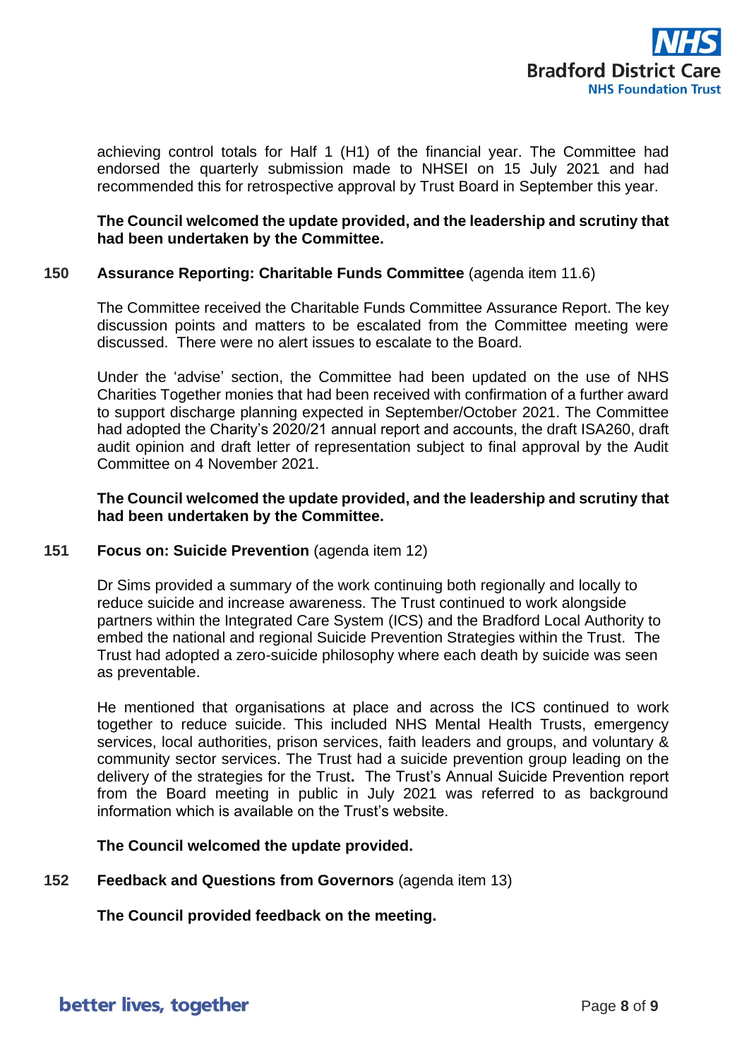achieving control totals for Half 1 (H1) of the financial year. The Committee had endorsed the quarterly submission made to NHSEI on 15 July 2021 and had recommended this for retrospective approval by Trust Board in September this year.

**The Council welcomed the update provided, and the leadership and scrutiny that had been undertaken by the Committee.**

**150 Assurance Reporting: Charitable Funds Committee** (agenda item 11.6)

The Committee received the Charitable Funds Committee Assurance Report. The key discussion points and matters to be escalated from the Committee meeting were discussed. There were no alert issues to escalate to the Board.

Under the 'advise' section, the Committee had been updated on the use of NHS Charities Together monies that had been received with confirmation of a further award to support discharge planning expected in September/October 2021. The Committee had adopted the Charity's 2020/21 annual report and accounts, the draft ISA260, draft audit opinion and draft letter of representation subject to final approval by the Audit Committee on 4 November 2021.

**The Council welcomed the update provided, and the leadership and scrutiny that had been undertaken by the Committee.**

**151 Focus on: Suicide Prevention** (agenda item 12)

Dr Sims provided a summary of the work continuing both regionally and locally to reduce suicide and increase awareness. The Trust continued to work alongside partners within the Integrated Care System (ICS) and the Bradford Local Authority to embed the national and regional Suicide Prevention Strategies within the Trust. The Trust had adopted a zero-suicide philosophy where each death by suicide was seen as preventable.

He mentioned that organisations at place and across the ICS continued to work together to reduce suicide. This included NHS Mental Health Trusts, emergency services, local authorities, prison services, faith leaders and groups, and voluntary & community sector services. The Trust had a suicide prevention group leading on the delivery of the strategies for the Trust**.** The Trust's Annual Suicide Prevention report from the Board meeting in public in July 2021 was referred to as background information which is available on the Trust's website.

**The Council welcomed the update provided.**

**152 Feedback and Questions from Governors** (agenda item 13)

**The Council provided feedback on the meeting.**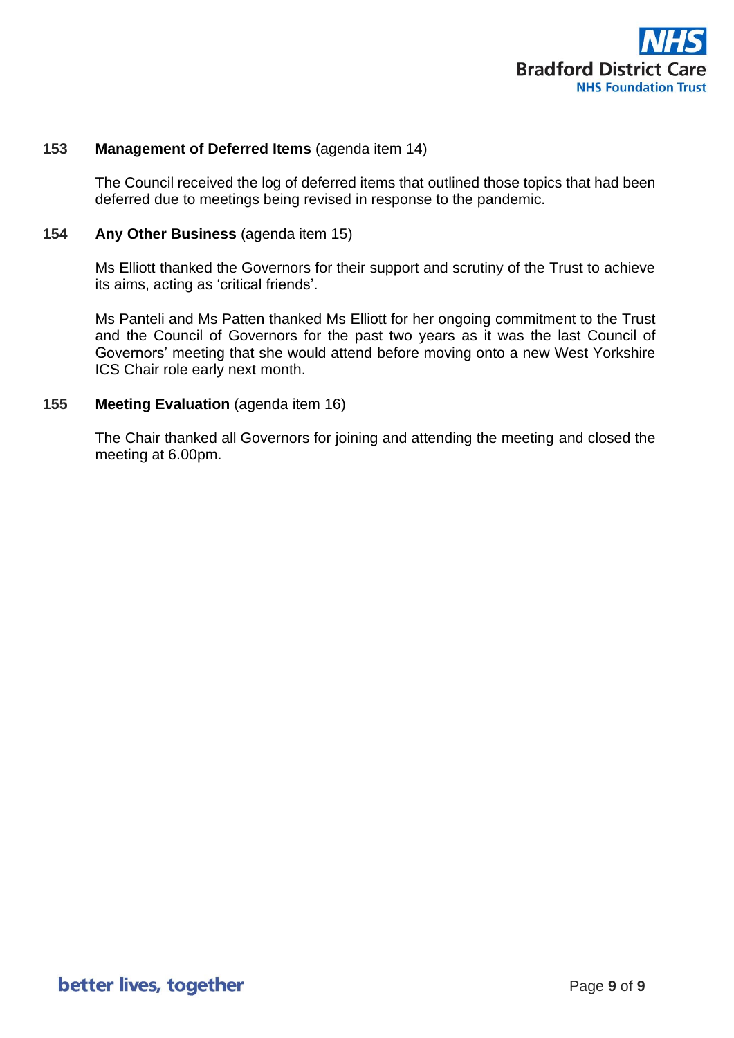**153 Management of Deferred Items** (agenda item 14)

The Council received the log of deferred items that outlined those topics that had been deferred due to meetings being revised in response to the pandemic.

**154 Any Other Business** (agenda item 15)

Ms Elliott thanked the Governors for their support and scrutiny of the Trust to achieve its aims, acting as 'critical friends'.

Ms Panteli and Ms Patten thanked Ms Elliott for her ongoing commitment to the Trust and the Council of Governors for the past two years as it was the last Council of Governors' meeting that she would attend before moving onto a new West Yorkshire ICS Chair role early next month.

**155 Meeting Evaluation** (agenda item 16)

The Chair thanked all Governors for joining and attending the meeting and closed the meeting at 6.00pm.